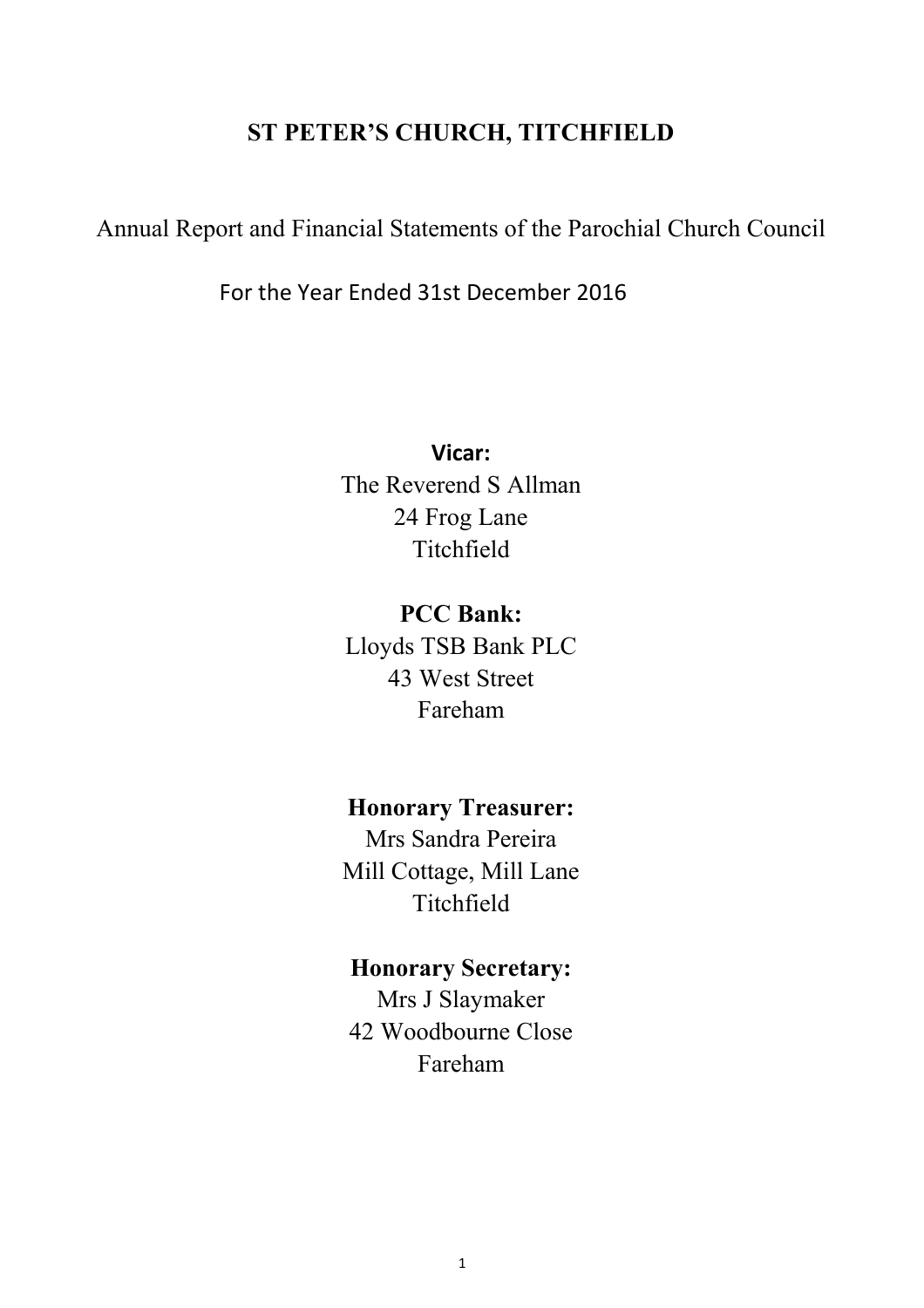# ST PETER'S CHURCH, TITCHFIELD

Annual Report and Financial Statements of the Parochial Church Council

For the Year Ended 31st December 2016

**Vicar:**
The Reverend S Allman
24 Frog Lane
Titchfield

**PCC Bank:**
Lloyds TSB Bank PLC
43 West Street
Fareham

**Honorary Treasurer:**
Mrs Sandra Pereira
Mill Cottage, Mill Lane
Titchfield

**Honorary Secretary:**
Mrs J Slaymaker
42 Woodbourne Close
Fareham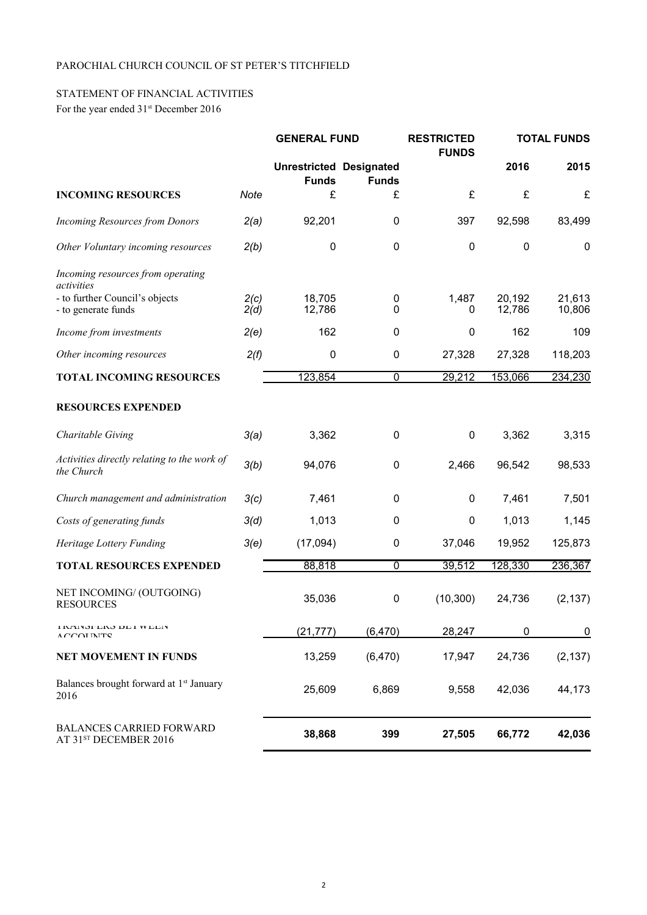PAROCHIAL CHURCH COUNCIL OF ST PETER'S TITCHFIELD

STATEMENT OF FINANCIAL ACTIVITIES

For the year ended 31st December 2016

| | | GENERAL FUND | | RESTRICTED FUNDS | TOTAL FUNDS | |
|---|---|---|---|---|---|---|
| | | Unrestricted Funds | Designated Funds | | 2016 | 2015 |
| **INCOMING RESOURCES** | *Note* | £ | £ | £ | £ | £ |
| *Incoming Resources from Donors* | 2(a) | 92,201 | 0 | 397 | 92,598 | 83,499 |
| *Other Voluntary incoming resources* | 2(b) | 0 | 0 | 0 | 0 | 0 |
| *Incoming resources from operating activities* | | | | | | |
| - to further Council's objects | 2(c) | 18,705 | 0 | 1,487 | 20,192 | 21,613 |
| - to generate funds | 2(d) | 12,786 | 0 | 0 | 12,786 | 10,806 |
| *Income from investments* | 2(e) | 162 | 0 | 0 | 162 | 109 |
| *Other incoming resources* | 2(f) | 0 | 0 | 27,328 | 27,328 | 118,203 |
| **TOTAL INCOMING RESOURCES** | | 123,854 | 0 | 29,212 | 153,066 | 234,230 |
| **RESOURCES EXPENDED** | | | | | | |
| *Charitable Giving* | 3(a) | 3,362 | 0 | 0 | 3,362 | 3,315 |
| *Activities directly relating to the work of the Church* | 3(b) | 94,076 | 0 | 2,466 | 96,542 | 98,533 |
| *Church management and administration* | 3(c) | 7,461 | 0 | 0 | 7,461 | 7,501 |
| *Costs of generating funds* | 3(d) | 1,013 | 0 | 0 | 1,013 | 1,145 |
| *Heritage Lottery Funding* | 3(e) | (17,094) | 0 | 37,046 | 19,952 | 125,873 |
| **TOTAL RESOURCES EXPENDED** | | 88,818 | 0 | 39,512 | 128,330 | 236,367 |
| NET INCOMING/ (OUTGOING) RESOURCES | | 35,036 | 0 | (10,300) | 24,736 | (2,137) |
| TRANSFERS BETWEEN ACCOUNTS | | (21,777) | (6,470) | 28,247 | 0 | 0 |
| **NET MOVEMENT IN FUNDS** | | 13,259 | (6,470) | 17,947 | 24,736 | (2,137) |
| Balances brought forward at 1st January 2016 | | 25,609 | 6,869 | 9,558 | 42,036 | 44,173 |
| BALANCES CARRIED FORWARD AT 31ST DECEMBER 2016 | | **38,868** | **399** | **27,505** | **66,772** | **42,036** |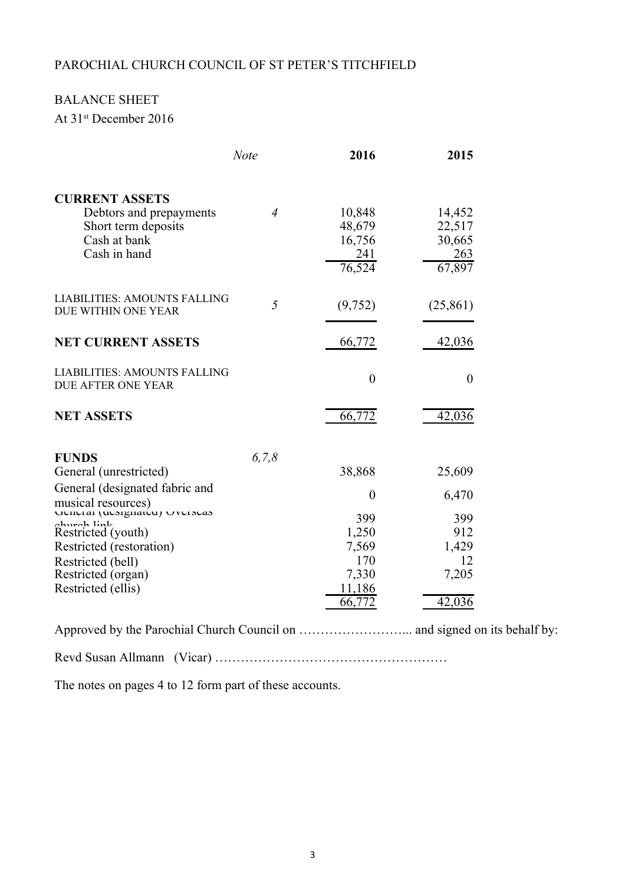PAROCHIAL CHURCH COUNCIL OF ST PETER'S TITCHFIELD

BALANCE SHEET

At 31st December 2016

| | *Note* | **2016** | **2015** |
|---|---|---|---|
| **CURRENT ASSETS** | | | |
| Debtors and prepayments | *4* | 10,848 | 14,452 |
| Short term deposits | | 48,679 | 22,517 |
| Cash at bank | | 16,756 | 30,665 |
| Cash in hand | | 241 | 263 |
| | | 76,524 | 67,897 |
| LIABILITIES: AMOUNTS FALLING DUE WITHIN ONE YEAR | *5* | (9,752) | (25,861) |
| **NET CURRENT ASSETS** | | 66,772 | 42,036 |
| LIABILITIES: AMOUNTS FALLING DUE AFTER ONE YEAR | | 0 | 0 |
| **NET ASSETS** | | 66,772 | 42,036 |
| **FUNDS** | *6,7,8* | | |
| General (unrestricted) | | 38,868 | 25,609 |
| General (designated fabric and musical resources) | | 0 | 6,470 |
| General (designated) Overseas church link | | 399 | 399 |
| Restricted (youth) | | 1,250 | 912 |
| Restricted (restoration) | | 7,569 | 1,429 |
| Restricted (bell) | | 170 | 12 |
| Restricted (organ) | | 7,330 | 7,205 |
| Restricted (ellis) | | 11,186 | |
| | | 66,772 | 42,036 |

Approved by the Parochial Church Council on ……………………... and signed on its behalf by:

Revd Susan Allmann (Vicar) ………………………………………………

The notes on pages 4 to 12 form part of these accounts.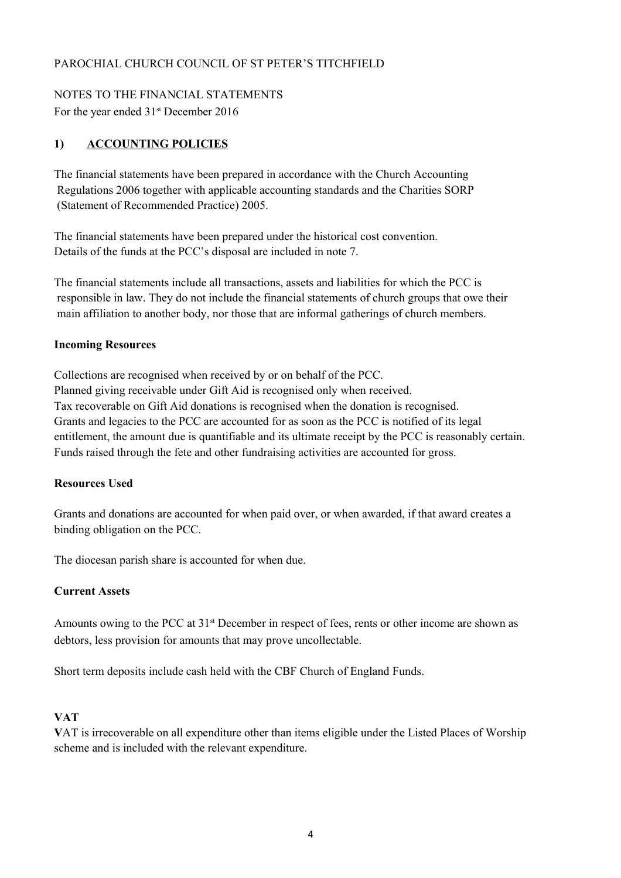PAROCHIAL CHURCH COUNCIL OF ST PETER'S TITCHFIELD

NOTES TO THE FINANCIAL STATEMENTS
For the year ended 31st December 2016

## 1) ACCOUNTING POLICIES

The financial statements have been prepared in accordance with the Church Accounting Regulations 2006 together with applicable accounting standards and the Charities SORP (Statement of Recommended Practice) 2005.

The financial statements have been prepared under the historical cost convention.
Details of the funds at the PCC's disposal are included in note 7.

The financial statements include all transactions, assets and liabilities for which the PCC is responsible in law. They do not include the financial statements of church groups that owe their main affiliation to another body, nor those that are informal gatherings of church members.

**Incoming Resources**

Collections are recognised when received by or on behalf of the PCC.
Planned giving receivable under Gift Aid is recognised only when received.
Tax recoverable on Gift Aid donations is recognised when the donation is recognised.
Grants and legacies to the PCC are accounted for as soon as the PCC is notified of its legal entitlement, the amount due is quantifiable and its ultimate receipt by the PCC is reasonably certain.
Funds raised through the fete and other fundraising activities are accounted for gross.

**Resources Used**

Grants and donations are accounted for when paid over, or when awarded, if that award creates a binding obligation on the PCC.

The diocesan parish share is accounted for when due.

**Current Assets**

Amounts owing to the PCC at 31st December in respect of fees, rents or other income are shown as debtors, less provision for amounts that may prove uncollectable.

Short term deposits include cash held with the CBF Church of England Funds.

**VAT**

VAT is irrecoverable on all expenditure other than items eligible under the Listed Places of Worship scheme and is included with the relevant expenditure.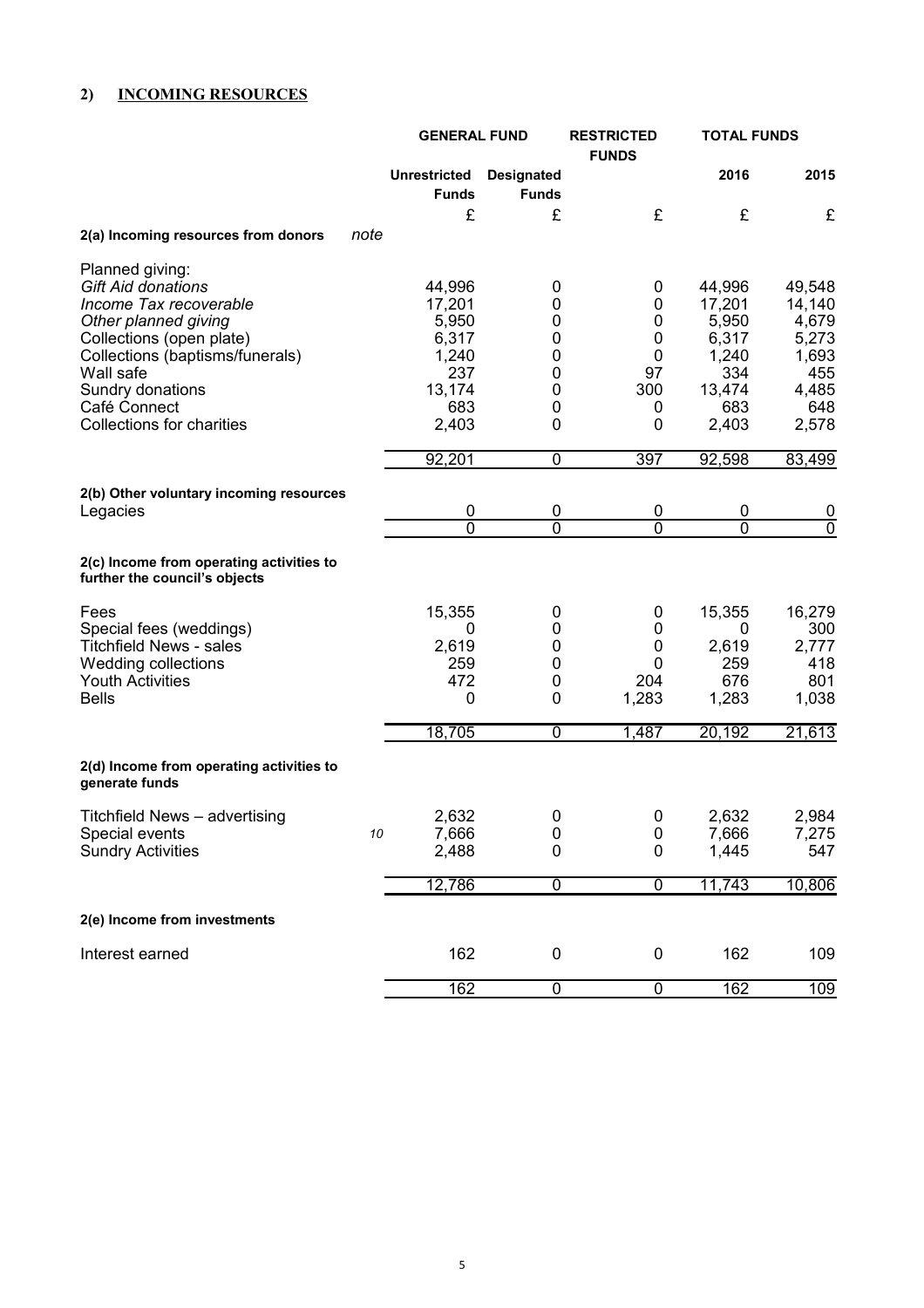## 2) INCOMING RESOURCES

| | note | GENERAL FUND | | RESTRICTED FUNDS | TOTAL FUNDS | |
|---|---|---|---|---|---|---|
| | | Unrestricted Funds | Designated Funds | | 2016 | 2015 |
| | | £ | £ | £ | £ | £ |
| **2(a) Incoming resources from donors** | | | | | | |
| Planned giving: | | | | | | |
| *Gift Aid donations* | | 44,996 | 0 | 0 | 44,996 | 49,548 |
| *Income Tax recoverable* | | 17,201 | 0 | 0 | 17,201 | 14,140 |
| *Other planned giving* | | 5,950 | 0 | 0 | 5,950 | 4,679 |
| Collections (open plate) | | 6,317 | 0 | 0 | 6,317 | 5,273 |
| Collections (baptisms/funerals) | | 1,240 | 0 | 0 | 1,240 | 1,693 |
| Wall safe | | 237 | 0 | 97 | 334 | 455 |
| Sundry donations | | 13,174 | 0 | 300 | 13,474 | 4,485 |
| Café Connect | | 683 | 0 | 0 | 683 | 648 |
| Collections for charities | | 2,403 | 0 | 0 | 2,403 | 2,578 |
| | | 92,201 | 0 | 397 | 92,598 | 83,499 |
| **2(b) Other voluntary incoming resources** | | | | | | |
| Legacies | | 0 | 0 | 0 | 0 | 0 |
| | | 0 | 0 | 0 | 0 | 0 |
| **2(c) Income from operating activities to further the council's objects** | | | | | | |
| Fees | | 15,355 | 0 | 0 | 15,355 | 16,279 |
| Special fees (weddings) | | 0 | 0 | 0 | 0 | 300 |
| Titchfield News - sales | | 2,619 | 0 | 0 | 2,619 | 2,777 |
| Wedding collections | | 259 | 0 | 0 | 259 | 418 |
| Youth Activities | | 472 | 0 | 204 | 676 | 801 |
| Bells | | 0 | 0 | 1,283 | 1,283 | 1,038 |
| | | 18,705 | 0 | 1,487 | 20,192 | 21,613 |
| **2(d) Income from operating activities to generate funds** | | | | | | |
| Titchfield News – advertising | | 2,632 | 0 | 0 | 2,632 | 2,984 |
| Special events | 10 | 7,666 | 0 | 0 | 7,666 | 7,275 |
| Sundry Activities | | 2,488 | 0 | 0 | 1,445 | 547 |
| | | 12,786 | 0 | 0 | 11,743 | 10,806 |
| **2(e) Income from investments** | | | | | | |
| Interest earned | | 162 | 0 | 0 | 162 | 109 |
| | | 162 | 0 | 0 | 162 | 109 |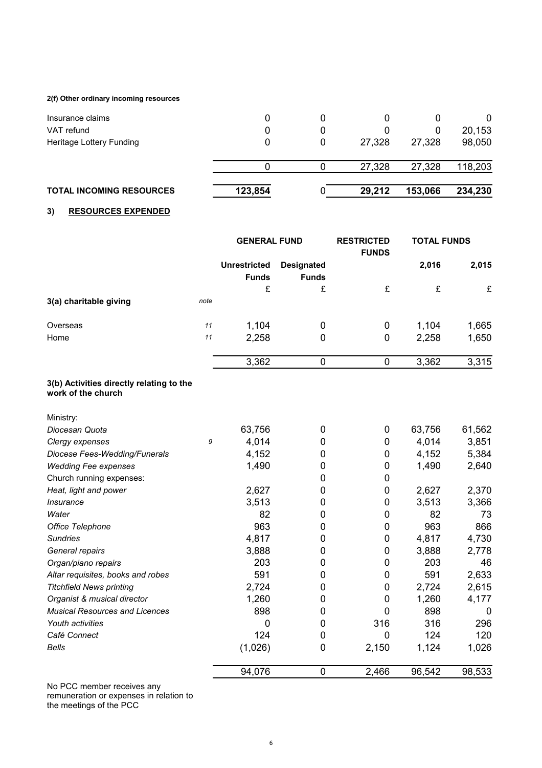**2(f) Other ordinary incoming resources**

| | | | | | |
|---|---|---|---|---|---|
| Insurance claims | 0 | 0 | 0 | 0 | 0 |
| VAT refund | 0 | 0 | 0 | 0 | 20,153 |
| Heritage Lottery Funding | 0 | 0 | 27,328 | 27,328 | 98,050 |
| | 0 | 0 | 27,328 | 27,328 | 118,203 |
| **TOTAL INCOMING RESOURCES** | **123,854** | 0 | **29,212** | **153,066** | **234,230** |

## 3) RESOURCES EXPENDED

| | | GENERAL FUND | | RESTRICTED FUNDS | TOTAL FUNDS | |
|---|---|---|---|---|---|---|
| | | Unrestricted Funds | Designated Funds | | 2,016 | 2,015 |
| | | £ | £ | £ | £ | £ |
| **3(a) charitable giving** | *note* | | | | | |
| Overseas | *11* | 1,104 | 0 | 0 | 1,104 | 1,665 |
| Home | *11* | 2,258 | 0 | 0 | 2,258 | 1,650 |
| | | 3,362 | 0 | 0 | 3,362 | 3,315 |
| **3(b) Activities directly relating to the work of the church** | | | | | | |
| Ministry: | | | | | | |
| *Diocesan Quota* | | 63,756 | 0 | 0 | 63,756 | 61,562 |
| *Clergy expenses* | *9* | 4,014 | 0 | 0 | 4,014 | 3,851 |
| *Diocese Fees-Wedding/Funerals* | | 4,152 | 0 | 0 | 4,152 | 5,384 |
| *Wedding Fee expenses* | | 1,490 | 0 | 0 | 1,490 | 2,640 |
| Church running expenses: | | | 0 | 0 | | |
| *Heat, light and power* | | 2,627 | 0 | 0 | 2,627 | 2,370 |
| *Insurance* | | 3,513 | 0 | 0 | 3,513 | 3,366 |
| *Water* | | 82 | 0 | 0 | 82 | 73 |
| *Office Telephone* | | 963 | 0 | 0 | 963 | 866 |
| *Sundries* | | 4,817 | 0 | 0 | 4,817 | 4,730 |
| *General repairs* | | 3,888 | 0 | 0 | 3,888 | 2,778 |
| *Organ/piano repairs* | | 203 | 0 | 0 | 203 | 46 |
| *Altar requisites, books and robes* | | 591 | 0 | 0 | 591 | 2,633 |
| *Titchfield News printing* | | 2,724 | 0 | 0 | 2,724 | 2,615 |
| *Organist & musical director* | | 1,260 | 0 | 0 | 1,260 | 4,177 |
| *Musical Resources and Licences* | | 898 | 0 | 0 | 898 | 0 |
| *Youth activities* | | 0 | 0 | 316 | 316 | 296 |
| *Café Connect* | | 124 | 0 | 0 | 124 | 120 |
| *Bells* | | (1,026) | 0 | 2,150 | 1,124 | 1,026 |
| | | 94,076 | 0 | 2,466 | 96,542 | 98,533 |

No PCC member receives any remuneration or expenses in relation to the meetings of the PCC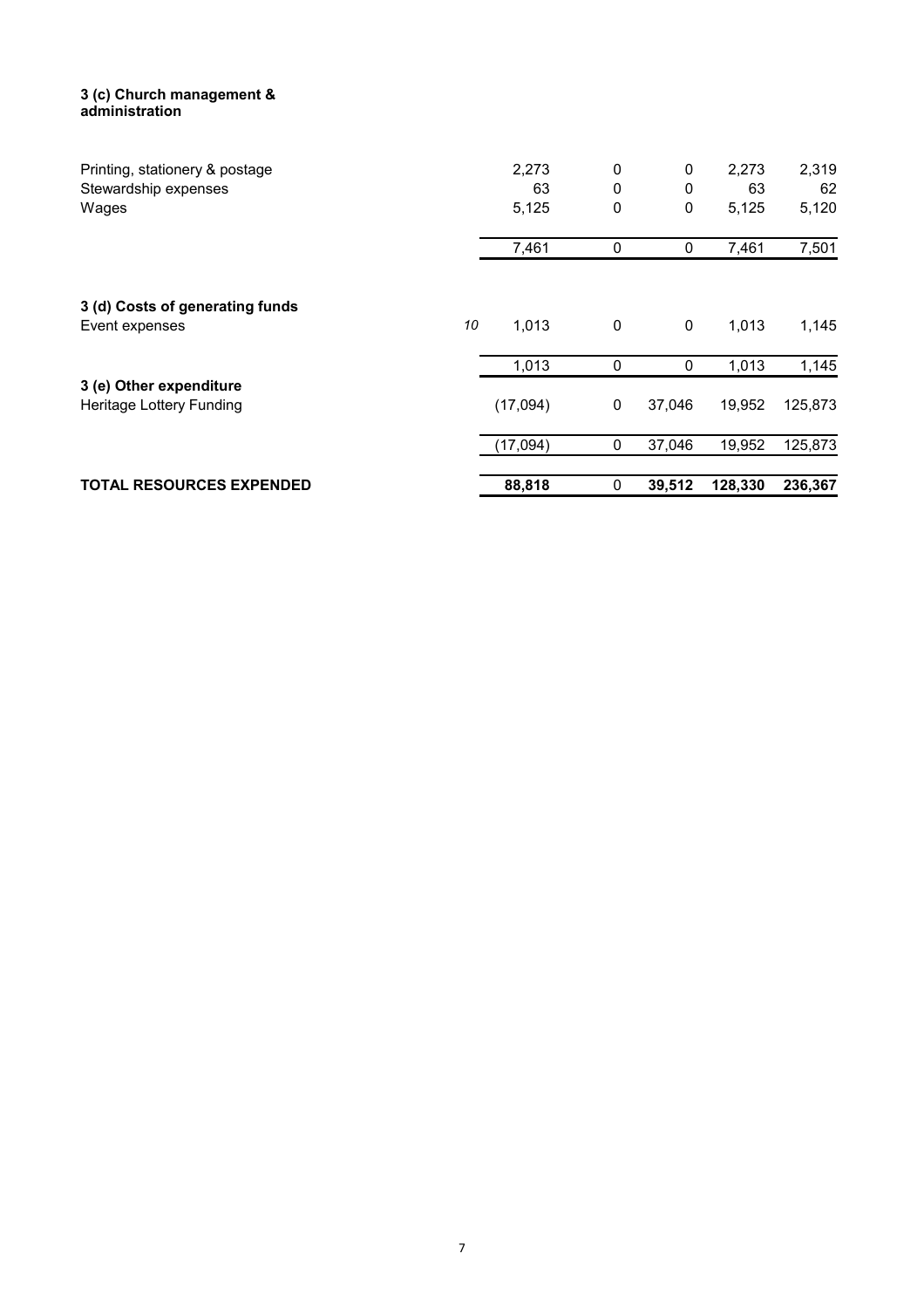**3 (c) Church management & administration**

| | Note | | | | | |
|---|---|---|---|---|---|---|
| Printing, stationery & postage | | 2,273 | 0 | 0 | 2,273 | 2,319 |
| Stewardship expenses | | 63 | 0 | 0 | 63 | 62 |
| Wages | | 5,125 | 0 | 0 | 5,125 | 5,120 |
| | | 7,461 | 0 | 0 | 7,461 | 7,501 |
| **3 (d) Costs of generating funds** | | | | | | |
| Event expenses | *10* | 1,013 | 0 | 0 | 1,013 | 1,145 |
| | | 1,013 | 0 | 0 | 1,013 | 1,145 |
| **3 (e) Other expenditure** | | | | | | |
| Heritage Lottery Funding | | (17,094) | 0 | 37,046 | 19,952 | 125,873 |
| | | (17,094) | 0 | 37,046 | 19,952 | 125,873 |
| **TOTAL RESOURCES EXPENDED** | | **88,818** | 0 | **39,512** | **128,330** | **236,367** |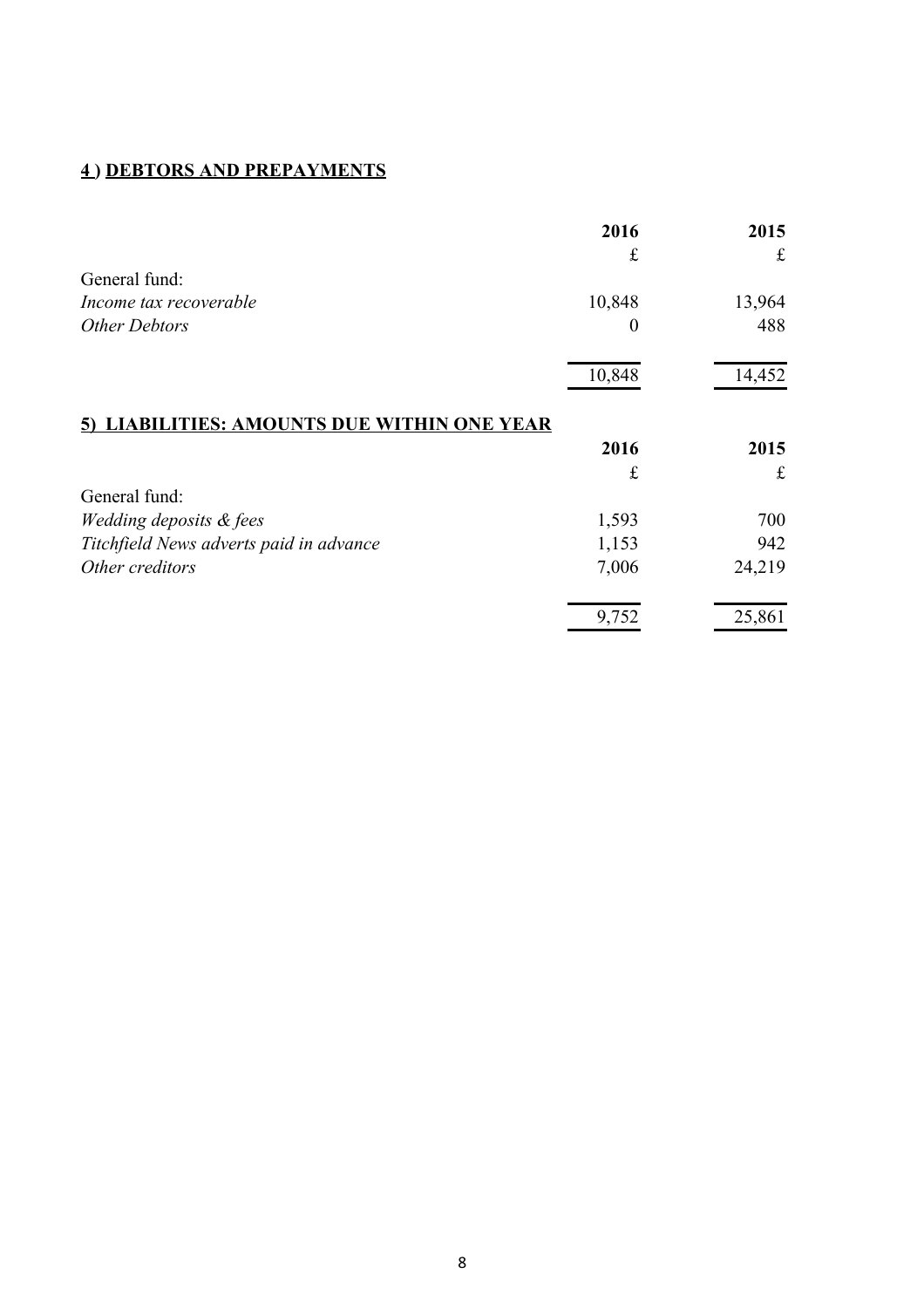## 4 ) DEBTORS AND PREPAYMENTS

| | 2016 | 2015 |
|---|---|---|
| | £ | £ |
| General fund: | | |
| *Income tax recoverable* | 10,848 | 13,964 |
| *Other Debtors* | 0 | 488 |
| | 10,848 | 14,452 |

## 5) LIABILITIES: AMOUNTS DUE WITHIN ONE YEAR

| | 2016 | 2015 |
|---|---|---|
| | £ | £ |
| General fund: | | |
| *Wedding deposits & fees* | 1,593 | 700 |
| *Titchfield News adverts paid in advance* | 1,153 | 942 |
| *Other creditors* | 7,006 | 24,219 |
| | 9,752 | 25,861 |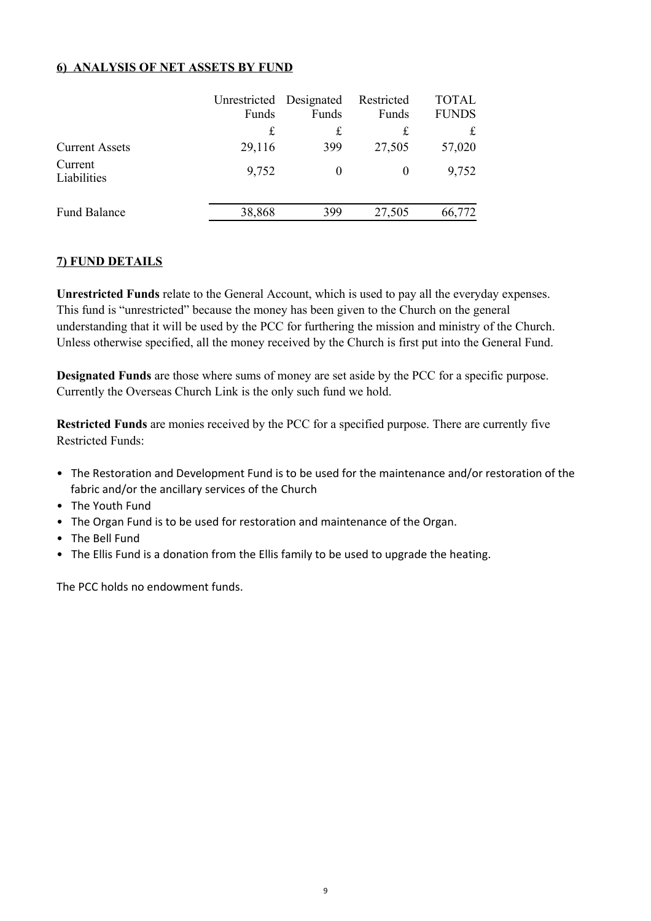**6) ANALYSIS OF NET ASSETS BY FUND**

| | Unrestricted Funds | Designated Funds | Restricted Funds | TOTAL FUNDS |
|---|---|---|---|---|
| | £ | £ | £ | £ |
| Current Assets | 29,116 | 399 | 27,505 | 57,020 |
| Current Liabilities | 9,752 | 0 | 0 | 9,752 |
| Fund Balance | 38,868 | 399 | 27,505 | 66,772 |

**7) FUND DETAILS**

**Unrestricted Funds** relate to the General Account, which is used to pay all the everyday expenses. This fund is "unrestricted" because the money has been given to the Church on the general understanding that it will be used by the PCC for furthering the mission and ministry of the Church. Unless otherwise specified, all the money received by the Church is first put into the General Fund.

**Designated Funds** are those where sums of money are set aside by the PCC for a specific purpose. Currently the Overseas Church Link is the only such fund we hold.

**Restricted Funds** are monies received by the PCC for a specified purpose. There are currently five Restricted Funds:

- The Restoration and Development Fund is to be used for the maintenance and/or restoration of the fabric and/or the ancillary services of the Church
- The Youth Fund
- The Organ Fund is to be used for restoration and maintenance of the Organ.
- The Bell Fund
- The Ellis Fund is a donation from the Ellis family to be used to upgrade the heating.

The PCC holds no endowment funds.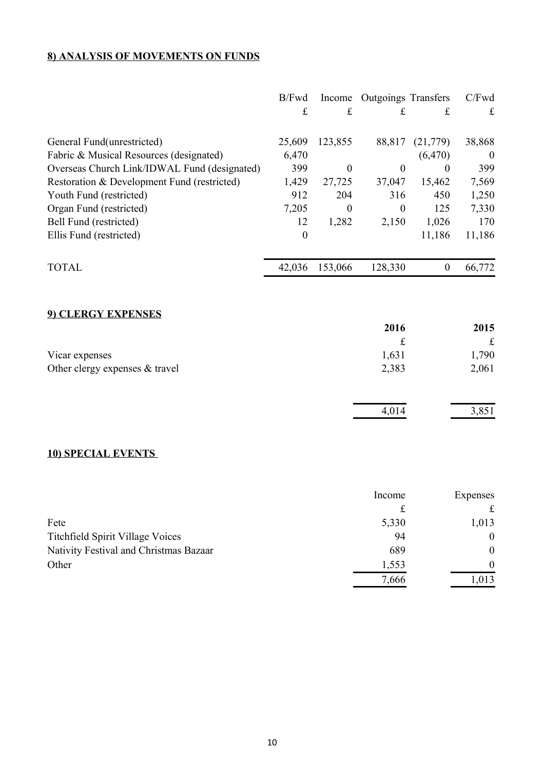## 8) ANALYSIS OF MOVEMENTS ON FUNDS

| | B/Fwd | Income | Outgoings | Transfers | C/Fwd |
|---|---|---|---|---|---|
| | £ | £ | £ | £ | £ |
| General Fund(unrestricted) | 25,609 | 123,855 | 88,817 | (21,779) | 38,868 |
| Fabric & Musical Resources (designated) | 6,470 | | | (6,470) | 0 |
| Overseas Church Link/IDWAL Fund (designated) | 399 | 0 | 0 | 0 | 399 |
| Restoration & Development Fund (restricted) | 1,429 | 27,725 | 37,047 | 15,462 | 7,569 |
| Youth Fund (restricted) | 912 | 204 | 316 | 450 | 1,250 |
| Organ Fund (restricted) | 7,205 | 0 | 0 | 125 | 7,330 |
| Bell Fund (restricted) | 12 | 1,282 | 2,150 | 1,026 | 170 |
| Ellis Fund (restricted) | 0 | | | 11,186 | 11,186 |
| TOTAL | 42,036 | 153,066 | 128,330 | 0 | 66,772 |

## 9) CLERGY EXPENSES

| | 2016 | 2015 |
|---|---|---|
| | £ | £ |
| Vicar expenses | 1,631 | 1,790 |
| Other clergy expenses & travel | 2,383 | 2,061 |
| | 4,014 | 3,851 |

## 10) SPECIAL EVENTS

| | Income | Expenses |
|---|---|---|
| | £ | £ |
| Fete | 5,330 | 1,013 |
| Titchfield Spirit Village Voices | 94 | 0 |
| Nativity Festival and Christmas Bazaar | 689 | 0 |
| Other | 1,553 | 0 |
| | 7,666 | 1,013 |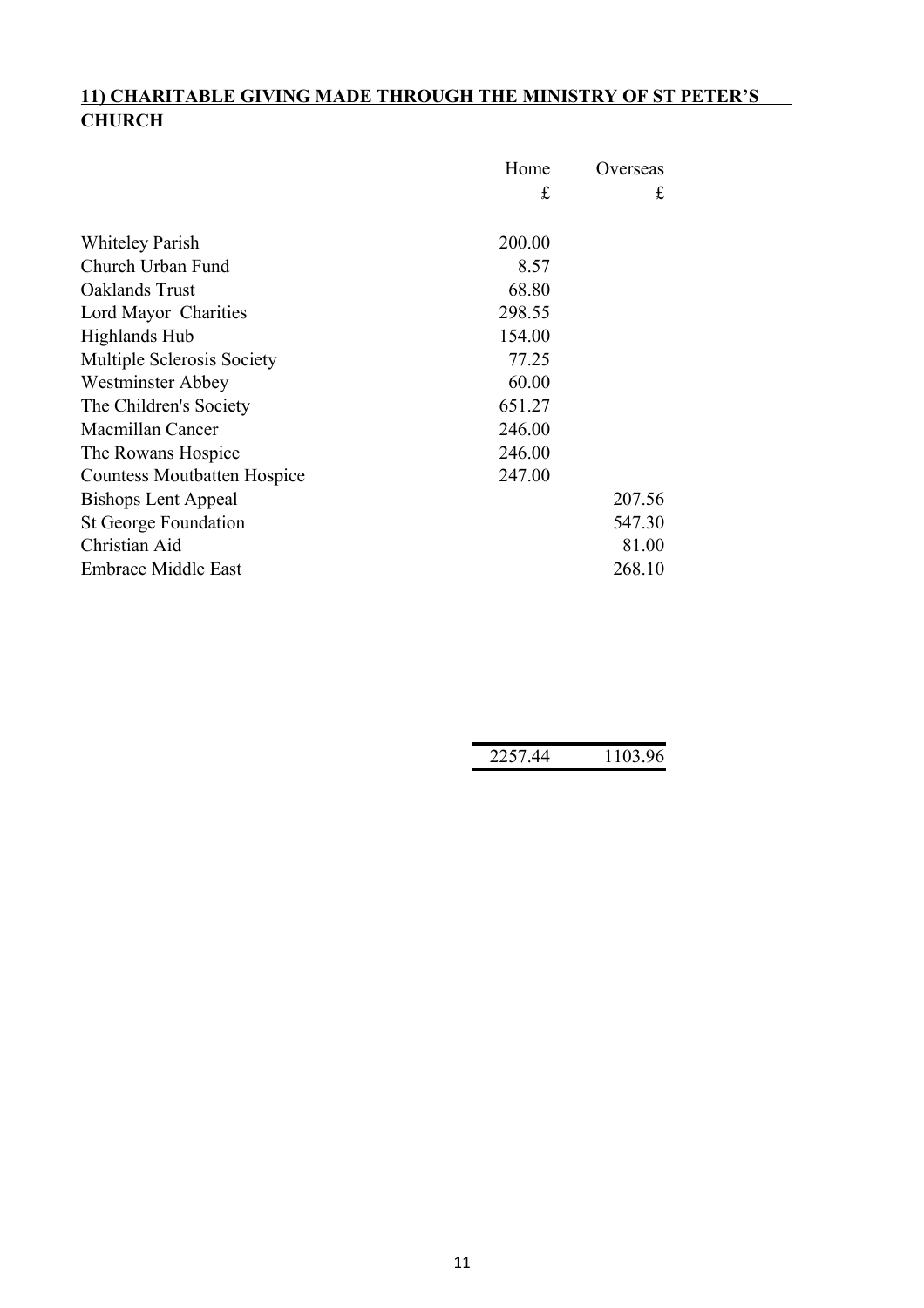## 11) CHARITABLE GIVING MADE THROUGH THE MINISTRY OF ST PETER'S CHURCH

| | Home £ | Overseas £ |
|---|---|---|
| Whiteley Parish | 200.00 | |
| Church Urban Fund | 8.57 | |
| Oaklands Trust | 68.80 | |
| Lord Mayor Charities | 298.55 | |
| Highlands Hub | 154.00 | |
| Multiple Sclerosis Society | 77.25 | |
| Westminster Abbey | 60.00 | |
| The Children's Society | 651.27 | |
| Macmillan Cancer | 246.00 | |
| The Rowans Hospice | 246.00 | |
| Countess Moutbatten Hospice | 247.00 | |
| Bishops Lent Appeal | | 207.56 |
| St George Foundation | | 547.30 |
| Christian Aid | | 81.00 |
| Embrace Middle East | | 268.10 |
| | 2257.44 | 1103.96 |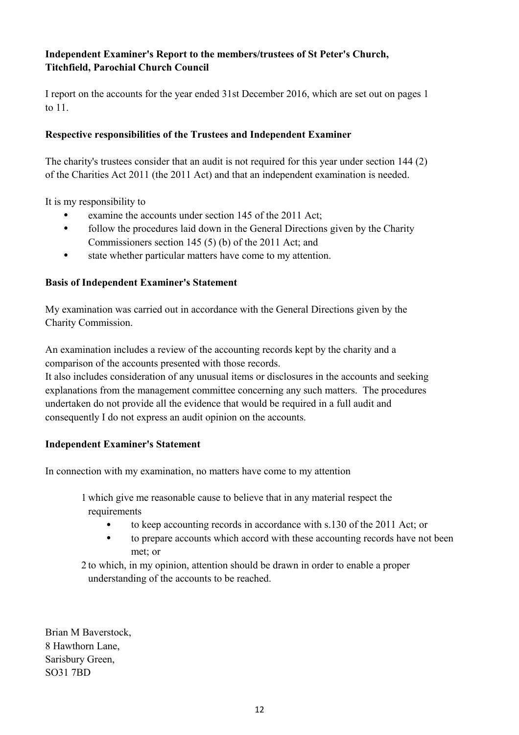**Independent Examiner's Report to the members/trustees of St Peter's Church, Titchfield, Parochial Church Council**

I report on the accounts for the year ended 31st December 2016, which are set out on pages 1 to 11.

**Respective responsibilities of the Trustees and Independent Examiner**

The charity's trustees consider that an audit is not required for this year under section 144 (2) of the Charities Act 2011 (the 2011 Act) and that an independent examination is needed.

It is my responsibility to

- examine the accounts under section 145 of the 2011 Act;
- follow the procedures laid down in the General Directions given by the Charity Commissioners section 145 (5) (b) of the 2011 Act; and
- state whether particular matters have come to my attention.

**Basis of Independent Examiner's Statement**

My examination was carried out in accordance with the General Directions given by the Charity Commission.

An examination includes a review of the accounting records kept by the charity and a comparison of the accounts presented with those records.
It also includes consideration of any unusual items or disclosures in the accounts and seeking explanations from the management committee concerning any such matters. The procedures undertaken do not provide all the evidence that would be required in a full audit and consequently I do not express an audit opinion on the accounts.

**Independent Examiner's Statement**

In connection with my examination, no matters have come to my attention

1. which give me reasonable cause to believe that in any material respect the requirements
   - to keep accounting records in accordance with s.130 of the 2011 Act; or
   - to prepare accounts which accord with these accounting records have not been met; or
2. to which, in my opinion, attention should be drawn in order to enable a proper understanding of the accounts to be reached.

Brian M Baverstock,
8 Hawthorn Lane,
Sarisbury Green,
SO31 7BD